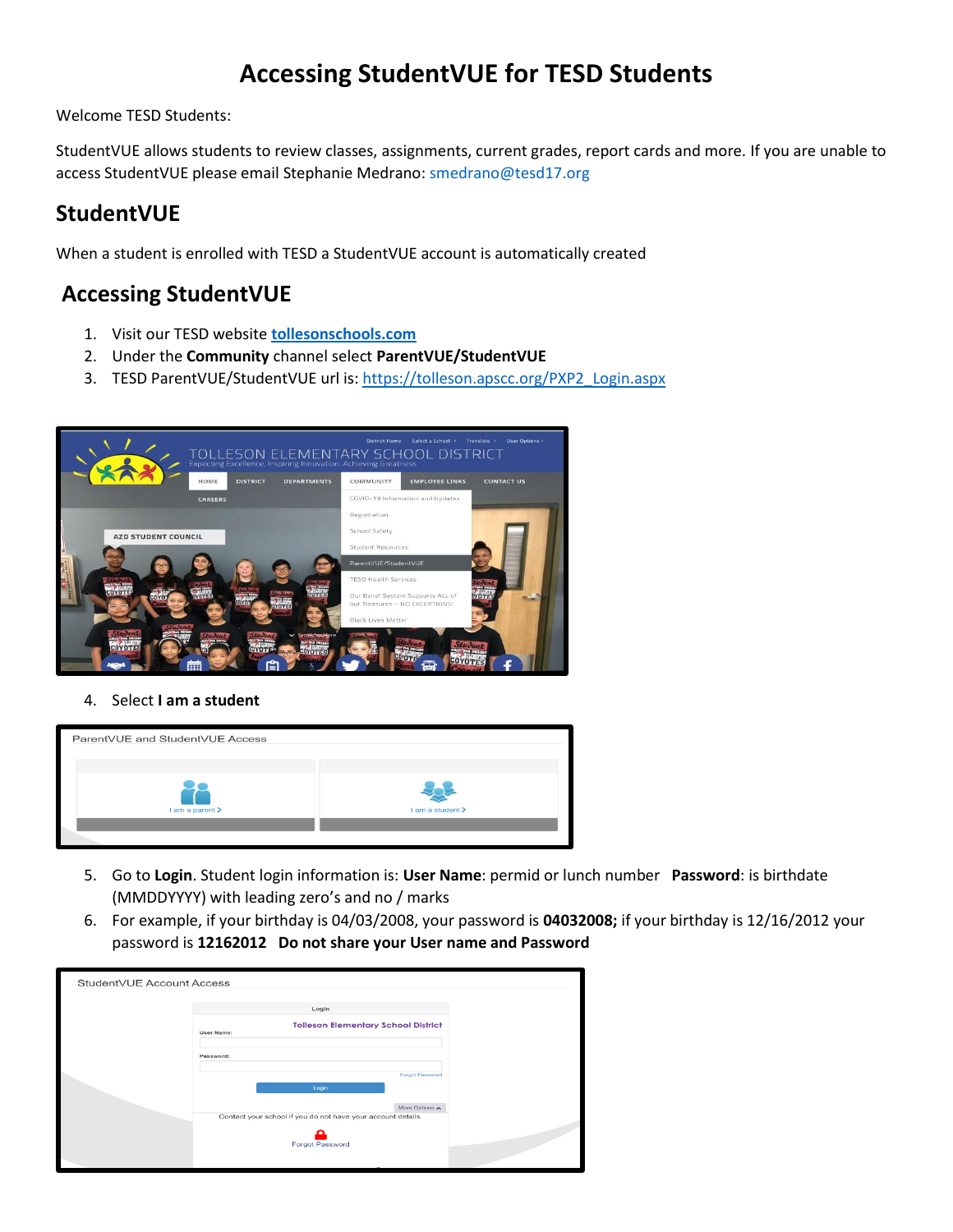# Accessing StudentVUE for TESD Students

Welcome TESD Students:

StudentVUE allows students to review classes, assignments, current grades, report cards and more. If you are unable to access StudentVUE please email Stephanie Medrano: smedrano@tesd17.org

## StudentVUE

When a student is enrolled with TESD a StudentVUE account is automatically created

## Accessing StudentVUE

1. Visit our TESD website **tollesonschools.com**
2. Under the **Community** channel select **ParentVUE/StudentVUE**
3. TESD ParentVUE/StudentVUE url is: https://tolleson.apscc.org/PXP2_Login.aspx

4. Select **I am a student**

5. Go to **Login**. Student login information is: **User Name**: permid or lunch number **Password**: is birthdate (MMDDYYYY) with leading zero's and no / marks
6. For example, if your birthday is 04/03/2008, your password is **04032008;** if your birthday is 12/16/2012 your password is **12162012** **Do not share your User name and Password**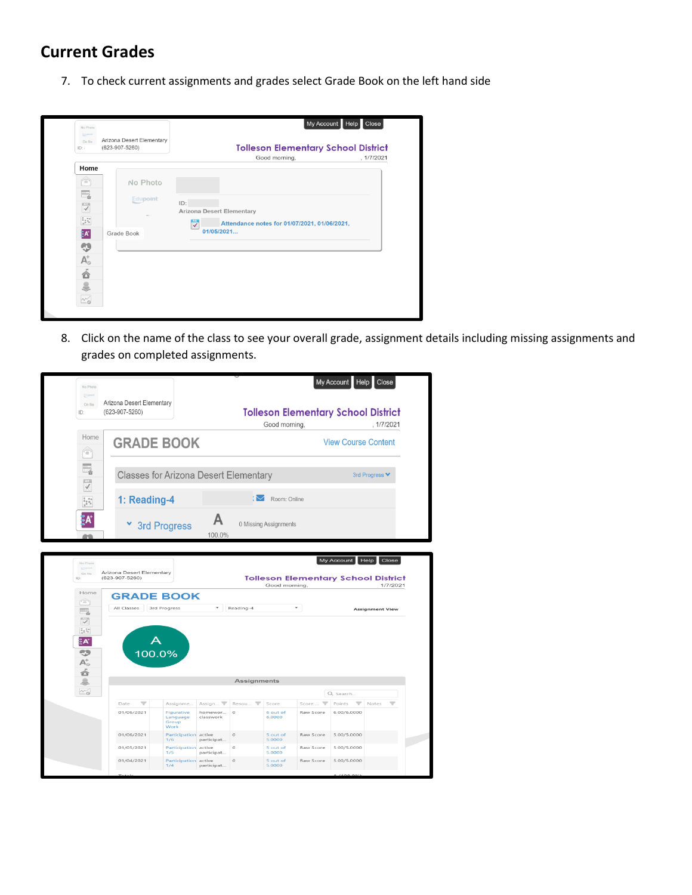## Current Grades

7. To check current assignments and grades select Grade Book on the left hand side

8. Click on the name of the class to see your overall grade, assignment details including missing assignments and grades on completed assignments.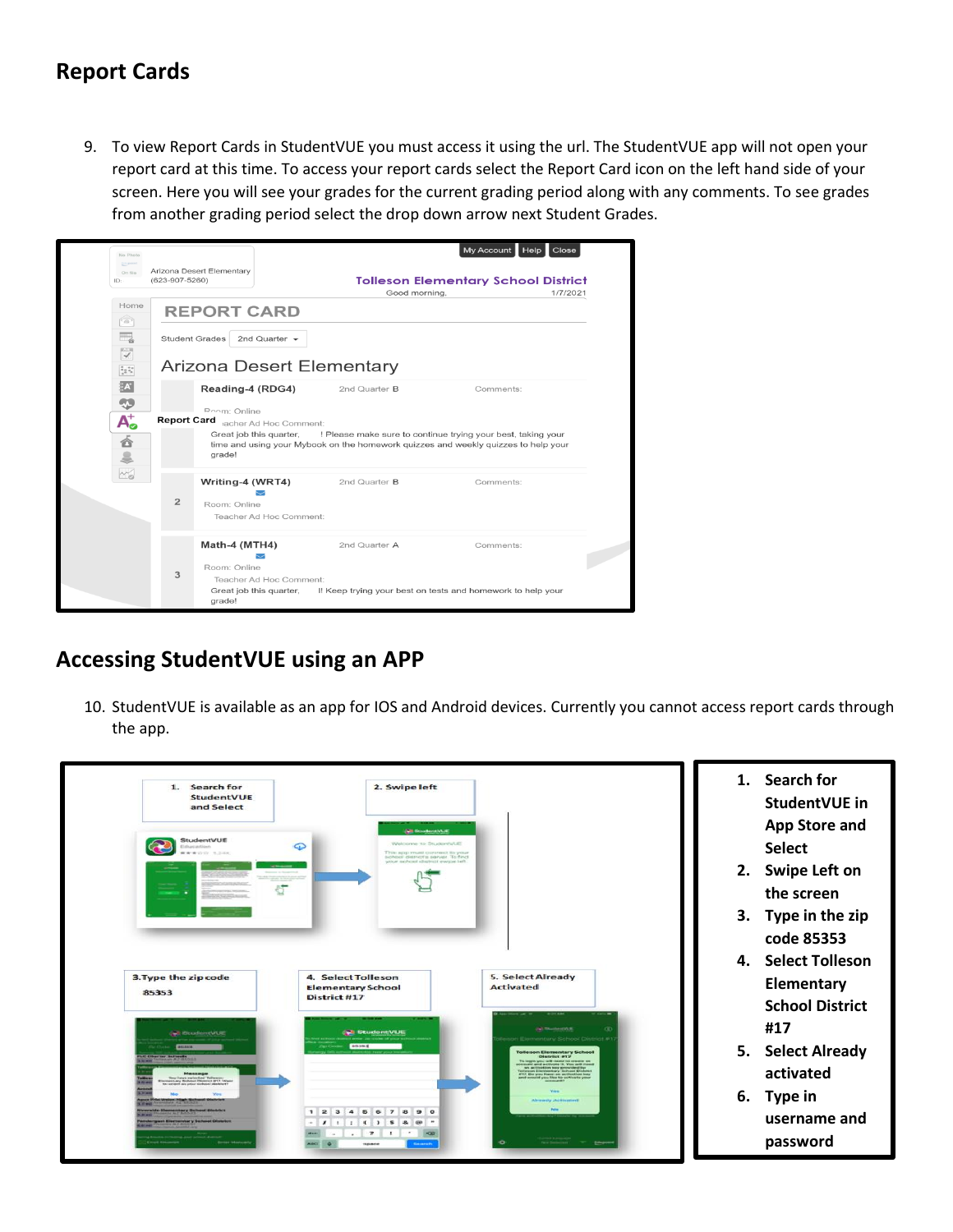## Report Cards

9. To view Report Cards in StudentVUE you must access it using the url. The StudentVUE app will not open your report card at this time. To access your report cards select the Report Card icon on the left hand side of your screen. Here you will see your grades for the current grading period along with any comments. To see grades from another grading period select the drop down arrow next Student Grades.

## Accessing StudentVUE using an APP

10. StudentVUE is available as an app for IOS and Android devices. Currently you cannot access report cards through the app.

1. **Search for StudentVUE in App Store and Select**
2. **Swipe Left on the screen**
3. **Type in the zip code 85353**
4. **Select Tolleson Elementary School District #17**
5. **Select Already activated**
6. **Type in username and password**